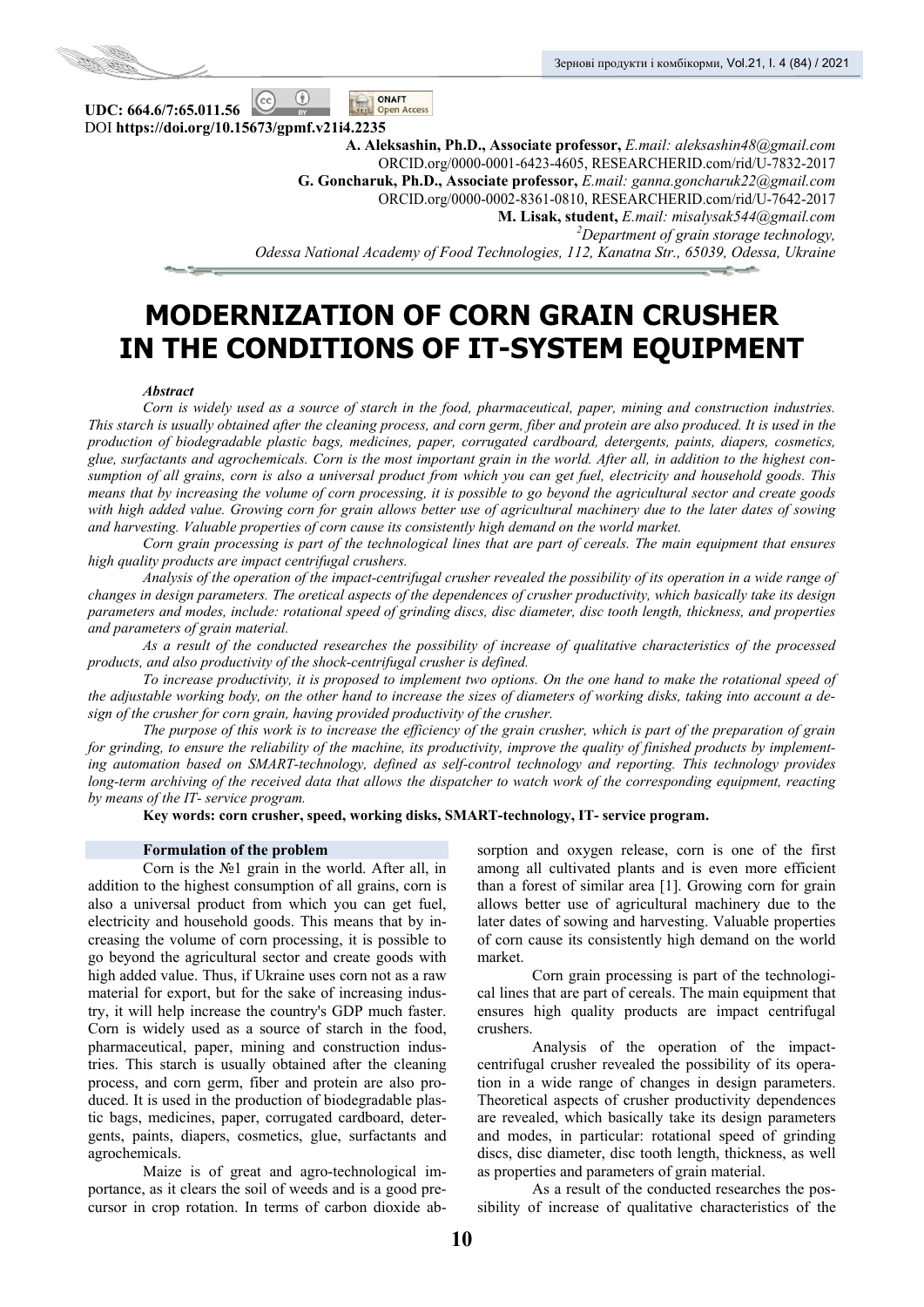UDC: 664.6/7:65.011.56

DOI **https://doi.org/10.15673/gpmf.v21i4.2235**

**A. Aleksashin, Ph.D., Associate professor,** *E.mail: aleksashin48@gmail.com*
ORCID.org/0000-0001-6423-4605, RESEARCHERID.com/rid/U-7832-2017
**G. Goncharuk, Ph.D., Associate professor,** *E.mail: ganna.goncharuk22@gmail.com*
ORCID.org/0000-0002-8361-0810, RESEARCHERID.com/rid/U-7642-2017
**M. Lisak, student,** *E.mail: misalysak544@gmail.com*
[2]*Department of grain storage technology,*
*Odessa National Academy of Food Technologies, 112, Kanatna Str., 65039, Odessa, Ukraine*

# MODERNIZATION OF CORN GRAIN CRUSHER IN THE CONDITIONS OF IT-SYSTEM EQUIPMENT

***Abstract***

*Corn is widely used as a source of starch in the food, pharmaceutical, paper, mining and construction industries. This starch is usually obtained after the cleaning process, and corn germ, fiber and protein are also produced. It is used in the production of biodegradable plastic bags, medicines, paper, corrugated cardboard, detergents, paints, diapers, cosmetics, glue, surfactants and agrochemicals. Corn is the most important grain in the world. After all, in addition to the highest consumption of all grains, corn is also a universal product from which you can get fuel, electricity and household goods. This means that by increasing the volume of corn processing, it is possible to go beyond the agricultural sector and create goods with high added value. Growing corn for grain allows better use of agricultural machinery due to the later dates of sowing and harvesting. Valuable properties of corn cause its consistently high demand on the world market.*

*Corn grain processing is part of the technological lines that are part of cereals. The main equipment that ensures high quality products are impact centrifugal crushers.*

*Analysis of the operation of the impact-centrifugal crusher revealed the possibility of its operation in a wide range of changes in design parameters. The oretical aspects of the dependences of crusher productivity, which basically take its design parameters and modes, include: rotational speed of grinding discs, disc diameter, disc tooth length, thickness, and properties and parameters of grain material.*

*As a result of the conducted researches the possibility of increase of qualitative characteristics of the processed products, and also productivity of the shock-centrifugal crusher is defined.*

*To increase productivity, it is proposed to implement two options. On the one hand to make the rotational speed of the adjustable working body, on the other hand to increase the sizes of diameters of working disks, taking into account a design of the crusher for corn grain, having provided productivity of the crusher.*

*The purpose of this work is to increase the efficiency of the grain crusher, which is part of the preparation of grain for grinding, to ensure the reliability of the machine, its productivity, improve the quality of finished products by implementing automation based on SMART-technology, defined as self-control technology and reporting. This technology provides long-term archiving of the received data that allows the dispatcher to watch work of the corresponding equipment, reacting by means of the IT- service program.*

**Key words: corn crusher, speed, working disks, SMART-technology, IT- service program.**

## Formulation of the problem

Corn is the №1 grain in the world. After all, in addition to the highest consumption of all grains, corn is also a universal product from which you can get fuel, electricity and household goods. This means that by increasing the volume of corn processing, it is possible to go beyond the agricultural sector and create goods with high added value. Thus, if Ukraine uses corn not as a raw material for export, but for the sake of increasing industry, it will help increase the country's GDP much faster. Corn is widely used as a source of starch in the food, pharmaceutical, paper, mining and construction industries. This starch is usually obtained after the cleaning process, and corn germ, fiber and protein are also produced. It is used in the production of biodegradable plastic bags, medicines, paper, corrugated cardboard, detergents, paints, diapers, cosmetics, glue, surfactants and agrochemicals.

Maize is of great and agro-technological importance, as it clears the soil of weeds and is a good precursor in crop rotation. In terms of carbon dioxide absorption and oxygen release, corn is one of the first among all cultivated plants and is even more efficient than a forest of similar area [1]. Growing corn for grain allows better use of agricultural machinery due to the later dates of sowing and harvesting. Valuable properties of corn cause its consistently high demand on the world market.

Corn grain processing is part of the technological lines that are part of cereals. The main equipment that ensures high quality products are impact centrifugal crushers.

Analysis of the operation of the impact-centrifugal crusher revealed the possibility of its operation in a wide range of changes in design parameters. Theoretical aspects of crusher productivity dependences are revealed, which basically take its design parameters and modes, in particular: rotational speed of grinding discs, disc diameter, disc tooth length, thickness, as well as properties and parameters of grain material.

As a result of the conducted researches the possibility of increase of qualitative characteristics of the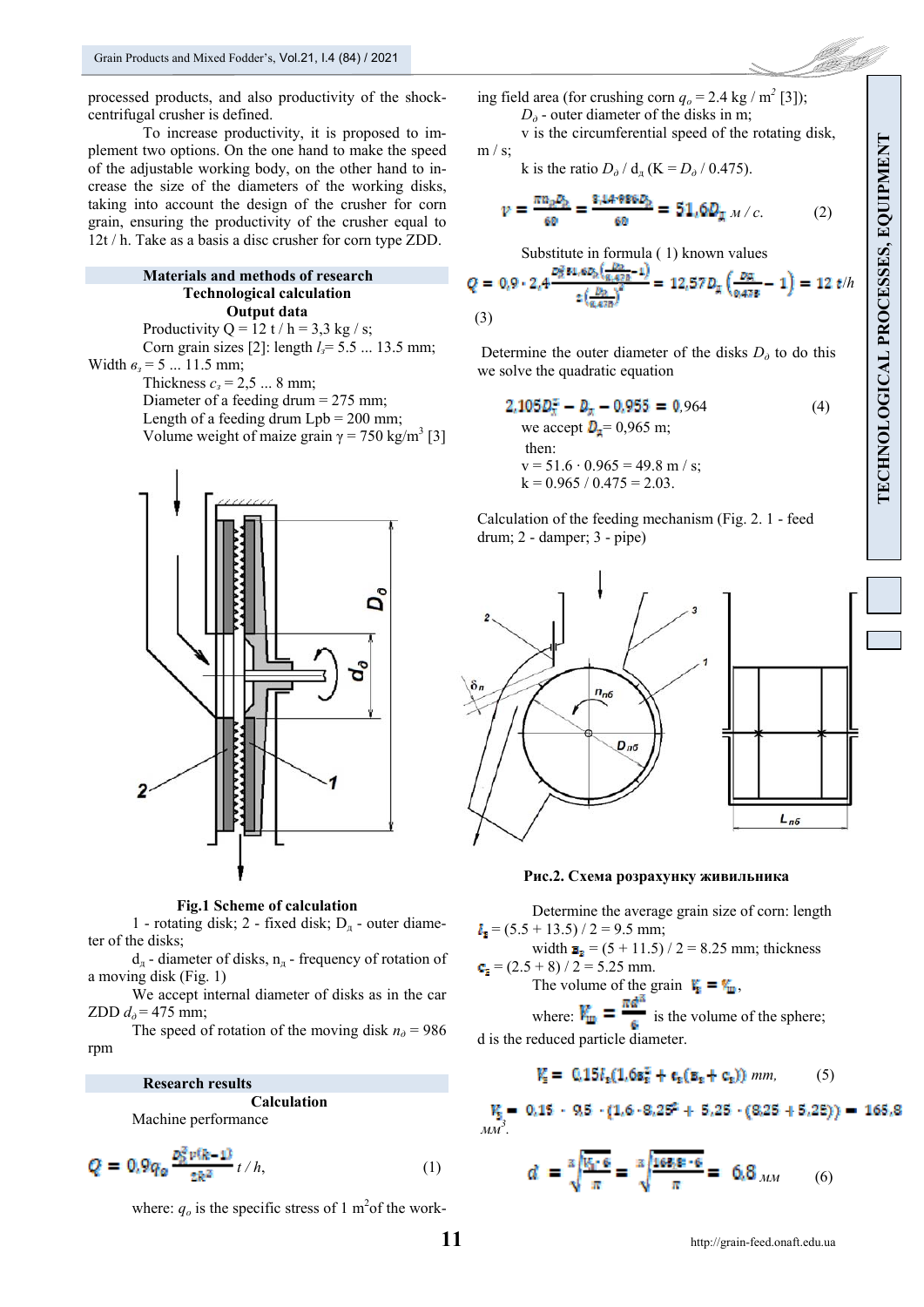processed products, and also productivity of the shock-centrifugal crusher is defined.

To increase productivity, it is proposed to implement two options. On the one hand to make the speed of the adjustable working body, on the other hand to increase the size of the diameters of the working disks, taking into account the design of the crusher for corn grain, ensuring the productivity of the crusher equal to 12t / h. Take as a basis a disc crusher for corn type ZDD.

## Materials and methods of research

### Technological calculation

### Output data

Productivity Q = 12 t / h = 3,3 kg / s;

Corn grain sizes [2]: length $l_з$= 5.5 ... 13.5 mm;

Width $в_з$ = 5 ... 11.5 mm;

Thickness $c_з$ = 2,5 ... 8 mm;

Diameter of a feeding drum = 275 mm;

Length of a feeding drum Lpb = 200 mm;

Volume weight of maize grain γ = 750 kg/m$^3$ [3]

**Fig.1 Scheme of calculation**

1 - rotating disk; 2 - fixed disk; $D_д$ - outer diameter of the disks;

$d_д$ - diameter of disks, $n_д$ - frequency of rotation of a moving disk (Fig. 1)

We accept internal diameter of disks as in the car ZDD $d_0$ = 475 mm;

The speed of rotation of the moving disk $n_0$ = 986 rpm

## Research results

### Calculation

Machine performance

$$Q = 0{,}9 q_0 \frac{D_0^2 v(k-1)}{2k^2} \; t/h, \qquad (1)$$

where: $q_o$ is the specific stress of 1 m$^2$of the working field area (for crushing corn $q_o$ = 2.4 kg / m$^2$ [3]);

$D_0$ - outer diameter of the disks in m;

v is the circumferential speed of the rotating disk, m / s;

k is the ratio $D_д$ / $d_д$ (K = $D_0$ / 0.475).

$$v = \frac{\pi n_д D_д}{60} = \frac{3{,}14 \cdot 986 D_д}{60} = 51{,}6 D_д \; м/с. \qquad (2)$$

Substitute in formula ( 1) known values

$$Q = 0{,}9 \cdot 2{,}4 \frac{D_д^2 \, 51{,}6 D_д \left(\frac{D_д}{0{,}475}-1\right)}{2\left(\frac{D_д}{0{,}475}\right)^2} = 12{,}57 D_д \left(\frac{D_д}{0{,}475} - 1\right) = 12 \; t/h \qquad (3)$$

Determine the outer diameter of the disks $D_0$ to do this we solve the quadratic equation

$$2{,}105 D_д^2 - D_д - 0{,}955 = 0{,}964 \qquad (4)$$

we accept $D_д$= 0,965 m;

then:

v = 51.6 · 0.965 = 49.8 m / s;

k = 0.965 / 0.475 = 2.03.

Calculation of the feeding mechanism (Fig. 2. 1 - feed drum; 2 - damper; 3 - pipe)

**Рис.2. Схема розрахунку живильника**

Determine the average grain size of corn: length $l_з$ = (5.5 + 13.5) / 2 = 9.5 mm;

width $в_з$ = (5 + 11.5) / 2 = 8.25 mm; thickness $c_з$ = (2.5 + 8) / 2 = 5.25 mm.

The volume of the grain $V_з = V_ш$,

where: $V_ш = \frac{\pi d^3}{6}$ is the volume of the sphere;

d is the reduced particle diameter.

$$V_з = 0{,}15 l_з (1{,}6 в_з^2 + c_з(в_з + c_з)) \; mm, \qquad (5)$$

$$V_з = 0{,}15 \cdot 9{,}5 \cdot (1{,}6 \cdot 8{,}25^2 + 5{,}25 \cdot (8{,}25 + 5{,}25)) = 165{,}8 \; мм^3.$$

$$d = \sqrt[3]{\frac{V_з \cdot 6}{\pi}} = \sqrt[3]{\frac{165{,}8 \cdot 6}{\pi}} = 6{,}8 \; мм \qquad (6)$$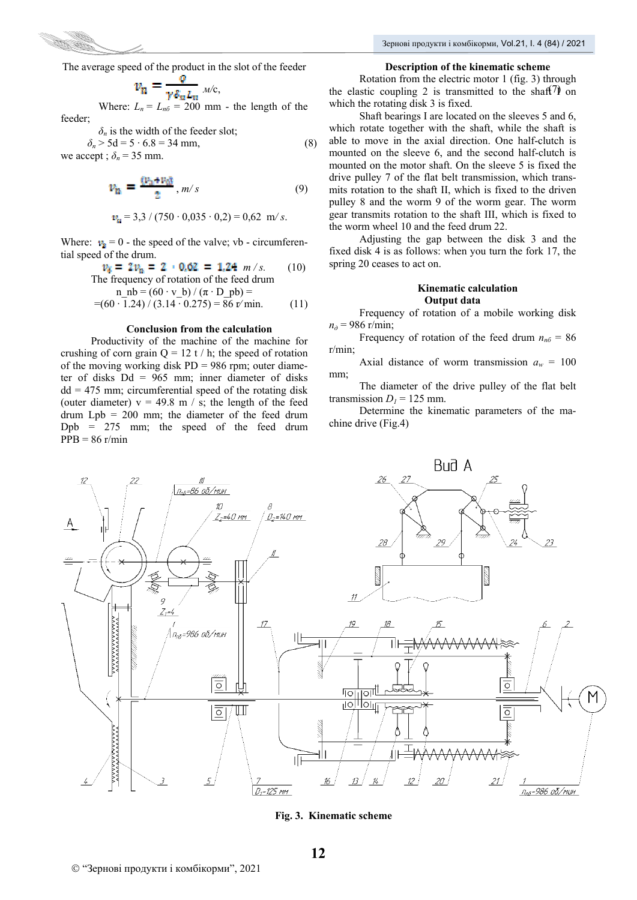The average speed of the product in the slot of the feeder

$$v_n = \frac{Q}{\gamma \delta_n L_n} \text{ м/с,}$$

Where: $L_n = L_{nб}$ = 200 mm - the length of the feeder;

$\delta_n$ is the width of the feeder slot;

$$\delta_n > 5d = 5 \cdot 6.8 = 34 \text{ mm,} \quad (8)$$

we accept ; $\delta_n$ = 35 mm.

$$v_n = \frac{(v_3 + v_б)}{2}, \ m/s \quad (9)$$

$$v_n = 3{,}3 / (750 \cdot 0{,}035 \cdot 0{,}2) = 0{,}62 \ \ m/s.$$

Where: $v_3$ = 0 - the speed of the valve; vb - circumferential speed of the drum.

$$v_б = 2v_n = 2 \cdot 0{,}62 = 1{,}24 \ m/s. \quad (10)$$

The frequency of rotation of the feed drum

$$n\_nb = (60 \cdot v\_b) / (\pi \cdot D\_pb) =$$
$$=(60 \cdot 1.24) / (3.14 \cdot 0.275) = 86 \text{ r/min.} \quad (11)$$

### Conclusion from the calculation

Productivity of the machine for crushing of corn grain Q = 12 t / h; the speed of rotation of the moving working disk PD = 986 rpm; outer diameter of disks Dd = 965 mm; inner diameter of disks dd = 475 mm; circumferential speed of the rotating disk (outer diameter) v = 49.8 m / s; the length of the feed drum Lpb = 200 mm; the diameter of the feed drum Dpb = 275 mm; the speed of the feed drum PPB = 86 r/min

### Description of the kinematic scheme

Rotation from the electric motor 1 (fig. 3) through the elastic coupling 2 is transmitted to the shaft I on which the rotating disk 3 is fixed.

Shaft bearings I are located on the sleeves 5 and 6, which rotate together with the shaft, while the shaft is able to move in the axial direction. One half-clutch is mounted on the sleeve 6, and the second half-clutch is mounted on the motor shaft. On the sleeve 5 is fixed the drive pulley 7 of the flat belt transmission, which transmits rotation to the shaft II, which is fixed to the driven pulley 8 and the worm 9 of the worm gear. The worm gear transmits rotation to the shaft III, which is fixed to the worm wheel 10 and the feed drum 22.

Adjusting the gap between the disk 3 and the fixed disk 4 is as follows: when you turn the fork 17, the spring 20 ceases to act on.

### Kinematic calculation

### Output data

Frequency of rotation of a mobile working disk $n_д$ = 986 r/min;

Frequency of rotation of the feed drum $n_{пб}$ = 86 r/min;

Axial distance of worm transmission $a_w$ = 100 mm;

The diameter of the drive pulley of the flat belt transmission $D_1$ = 125 mm.

Determine the kinematic parameters of the machine drive (Fig.4)

**Fig. 3. Kinematic scheme**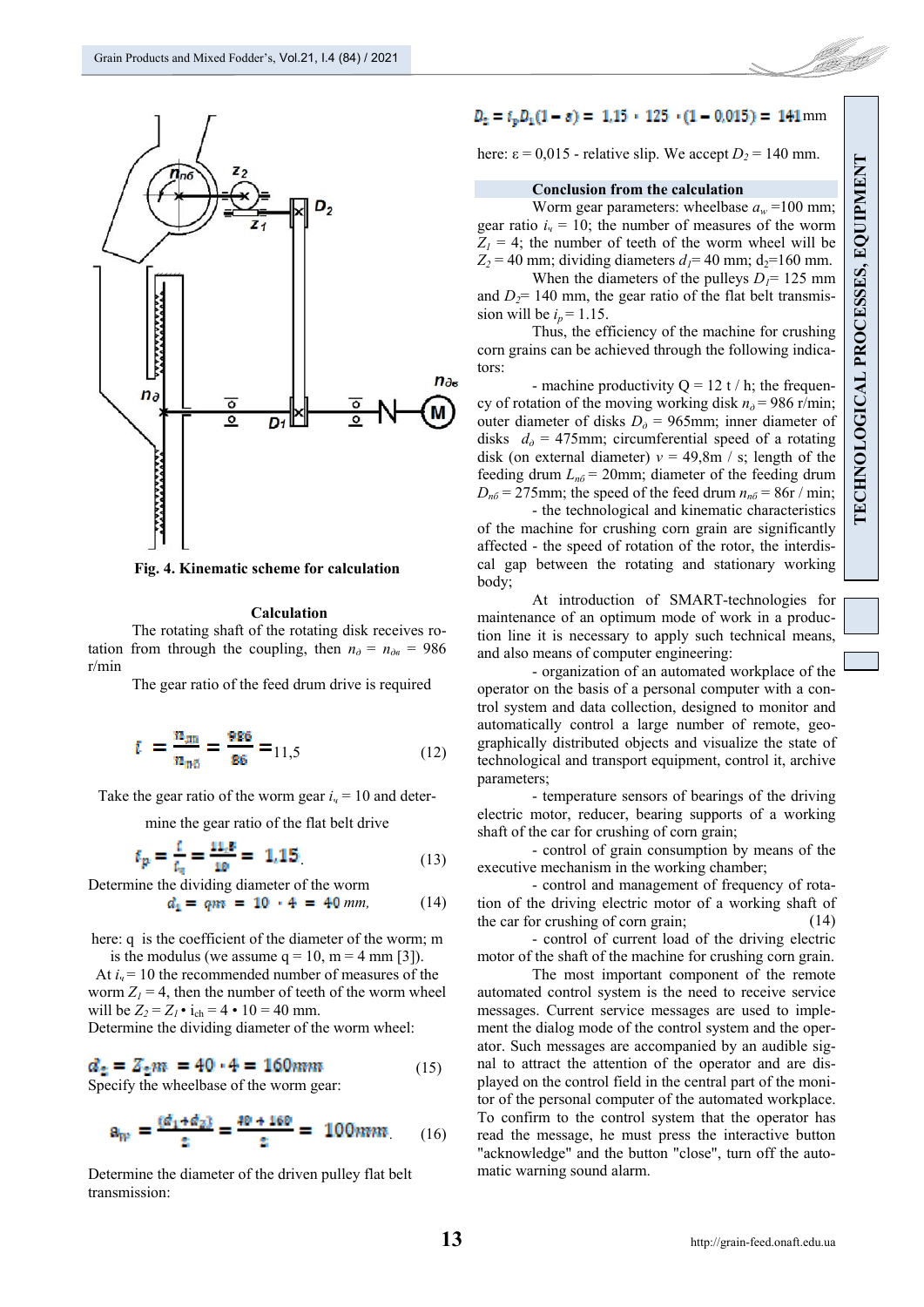Fig. 4. Kinematic scheme for calculation

### Calculation

The rotating shaft of the rotating disk receives rotation from through the coupling, then $n_д = n_{дв} = 986$ r/min

The gear ratio of the feed drum drive is required

$$i = \frac{n_{дв}}{n_{пб}} = \frac{986}{86} = 11{,}5 \quad (12)$$

Take the gear ratio of the worm gear $i_ч = 10$ and determine the gear ratio of the flat belt drive

$$i_p = \frac{i}{i_ч} = \frac{11{,}5}{10} = 1{,}15 \quad (13)$$

Determine the dividing diameter of the worm

$$d_1 = qm = 10 \cdot 4 = 40 \; mm, \quad (14)$$

here: q is the coefficient of the diameter of the worm; m is the modulus (we assume q = 10, m = 4 mm [3]).

At $i_ч = 10$ the recommended number of measures of the worm $Z_1 = 4$, then the number of teeth of the worm wheel will be $Z_2 = Z_1 \cdot i_{ch} = 4 \cdot 10 = 40$ mm.

Determine the dividing diameter of the worm wheel:

$$d_2 = Z_2 m = 40 \cdot 4 = 160 mm \quad (15)$$

Specify the wheelbase of the worm gear:

$$a_w = \frac{(d_1 + d_2)}{2} = \frac{40 + 160}{2} = 100 mm. \quad (16)$$

Determine the diameter of the driven pulley flat belt transmission:

$$D_2 = i_p D_1 (1 - \varepsilon) = 1{,}15 \cdot 125 \cdot (1 - 0{,}015) = 141 \text{mm}$$

here: $\varepsilon = 0{,}015$ - relative slip. We accept $D_2 = 140$ mm.

### Conclusion from the calculation

Worm gear parameters: wheelbase $a_w = 100$ mm; gear ratio $i_ч = 10$; the number of measures of the worm $Z_1 = 4$; the number of teeth of the worm wheel will be $Z_2 = 40$ mm; dividing diameters $d_1 = 40$ mm; $d_2 = 160$ mm.

When the diameters of the pulleys $D_1 = 125$ mm and $D_2 = 140$ mm, the gear ratio of the flat belt transmission will be $i_p = 1.15$.

Thus, the efficiency of the machine for crushing corn grains can be achieved through the following indicators:

- machine productivity Q = 12 t / h; the frequency of rotation of the moving working disk $n_д = 986$ r/min; outer diameter of disks $D_д = 965$mm; inner diameter of disks $d_д = 475$mm; circumferential speed of a rotating disk (on external diameter) $v = 49{,}8$m / s; length of the feeding drum $L_{пб} = 20$mm; diameter of the feeding drum $D_{пб} = 275$mm; the speed of the feed drum $n_{пб} = 86$r / min;
- the technological and kinematic characteristics of the machine for crushing corn grain are significantly affected - the speed of rotation of the rotor, the interdiscal gap between the rotating and stationary working body;

At introduction of SMART-technologies for maintenance of an optimum mode of work in a production line it is necessary to apply such technical means, and also means of computer engineering:

- organization of an automated workplace of the operator on the basis of a personal computer with a control system and data collection, designed to monitor and automatically control a large number of remote, geographically distributed objects and visualize the state of technological and transport equipment, control it, archive parameters;
- temperature sensors of bearings of the driving electric motor, reducer, bearing supports of a working shaft of the car for crushing of corn grain;
- control of grain consumption by means of the executive mechanism in the working chamber;
- control and management of frequency of rotation of the driving electric motor of a working shaft of the car for crushing of corn grain; (14)
- control of current load of the driving electric motor of the shaft of the machine for crushing corn grain.

The most important component of the remote automated control system is the need to receive service messages. Current service messages are used to implement the dialog mode of the control system and the operator. Such messages are accompanied by an audible signal to attract the attention of the operator and are displayed on the control field in the central part of the monitor of the personal computer of the automated workplace. To confirm to the control system that the operator has read the message, he must press the interactive button "acknowledge" and the button "close", turn off the automatic warning sound alarm.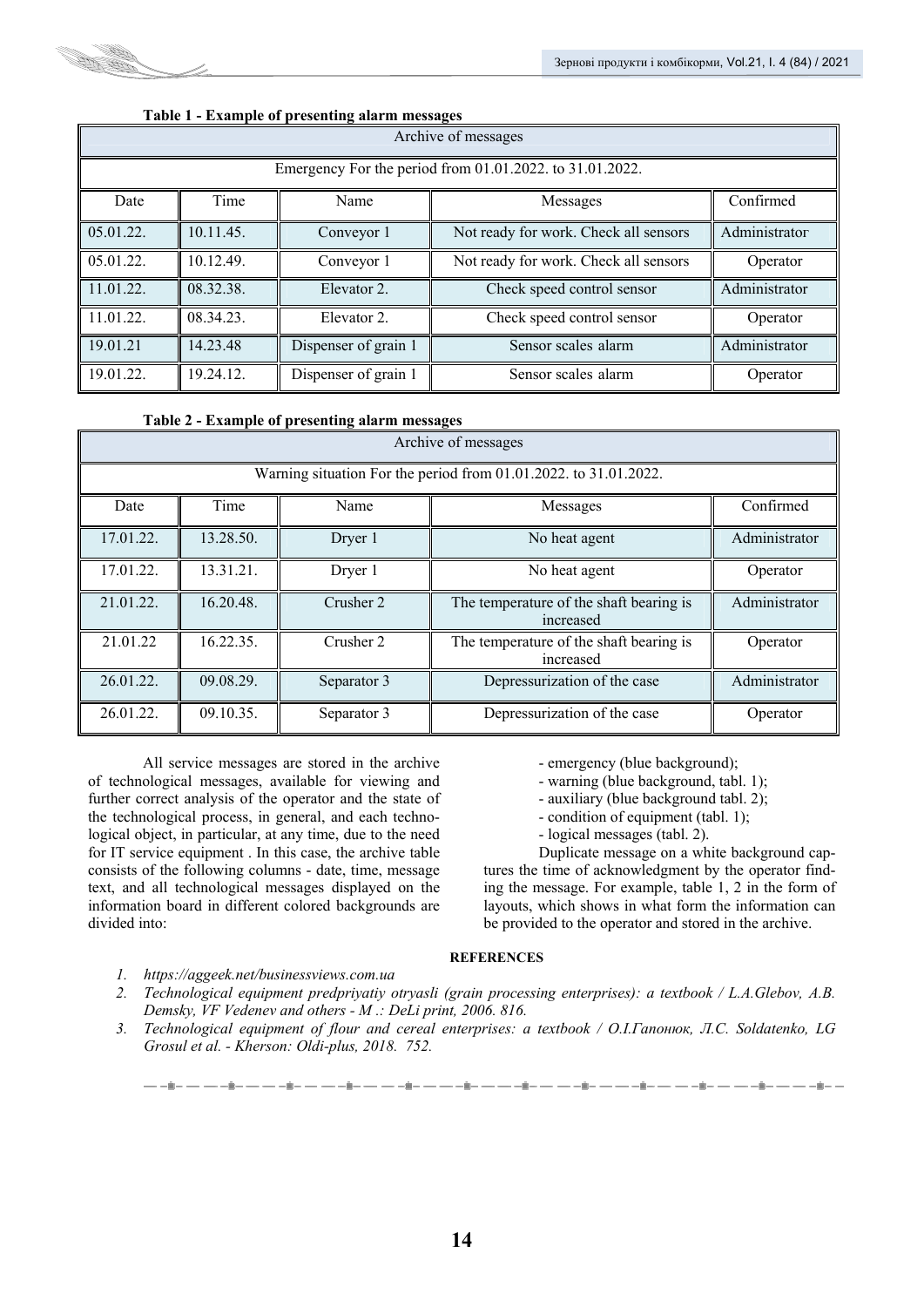**Table 1 - Example of presenting alarm messages**

| Archive of messages | | | | |
|---|---|---|---|---|
| Emergency For the period from 01.01.2022. to 31.01.2022. | | | | |
| Date | Time | Name | Messages | Confirmed |
| 05.01.22. | 10.11.45. | Conveyor 1 | Not ready for work. Check all sensors | Administrator |
| 05.01.22. | 10.12.49. | Conveyor 1 | Not ready for work. Check all sensors | Operator |
| 11.01.22. | 08.32.38. | Elevator 2. | Check speed control sensor | Administrator |
| 11.01.22. | 08.34.23. | Elevator 2. | Check speed control sensor | Operator |
| 19.01.21 | 14.23.48 | Dispenser of grain 1 | Sensor scales alarm | Administrator |
| 19.01.22. | 19.24.12. | Dispenser of grain 1 | Sensor scales alarm | Operator |

**Table 2 - Example of presenting alarm messages**

| Archive of messages | | | | |
|---|---|---|---|---|
| Warning situation For the period from 01.01.2022. to 31.01.2022. | | | | |
| Date | Time | Name | Messages | Confirmed |
| 17.01.22. | 13.28.50. | Dryer 1 | No heat agent | Administrator |
| 17.01.22. | 13.31.21. | Dryer 1 | No heat agent | Operator |
| 21.01.22. | 16.20.48. | Crusher 2 | The temperature of the shaft bearing is increased | Administrator |
| 21.01.22 | 16.22.35. | Crusher 2 | The temperature of the shaft bearing is increased | Operator |
| 26.01.22. | 09.08.29. | Separator 3 | Depressurization of the case | Administrator |
| 26.01.22. | 09.10.35. | Separator 3 | Depressurization of the case | Operator |

All service messages are stored in the archive of technological messages, available for viewing and further correct analysis of the operator and the state of the technological process, in general, and each technological object, in particular, at any time, due to the need for IT service equipment . In this case, the archive table consists of the following columns - date, time, message text, and all technological messages displayed on the information board in different colored backgrounds are divided into:

- emergency (blue background);
- warning (blue background, tabl. 1);
- auxiliary (blue background tabl. 2);
- condition of equipment (tabl. 1);
- logical messages (tabl. 2).

Duplicate message on a white background captures the time of acknowledgment by the operator finding the message. For example, table 1, 2 in the form of layouts, which shows in what form the information can be provided to the operator and stored in the archive.

## REFERENCES

1. *https://aggeek.net/businessviews.com.ua*
2. *Technological equipment predpriyatiy otryasli (grain processing enterprises): a textbook / L.A.Glebov, A.B. Demsky, VF Vedenev and others - M .: DeLi print, 2006. 816.*
3. *Technological equipment of flour and cereal enterprises: a textbook / O.I.Гапонюк, Л.С. Soldatenko, LG Grosul et al. - Kherson: Oldi-plus, 2018. 752.*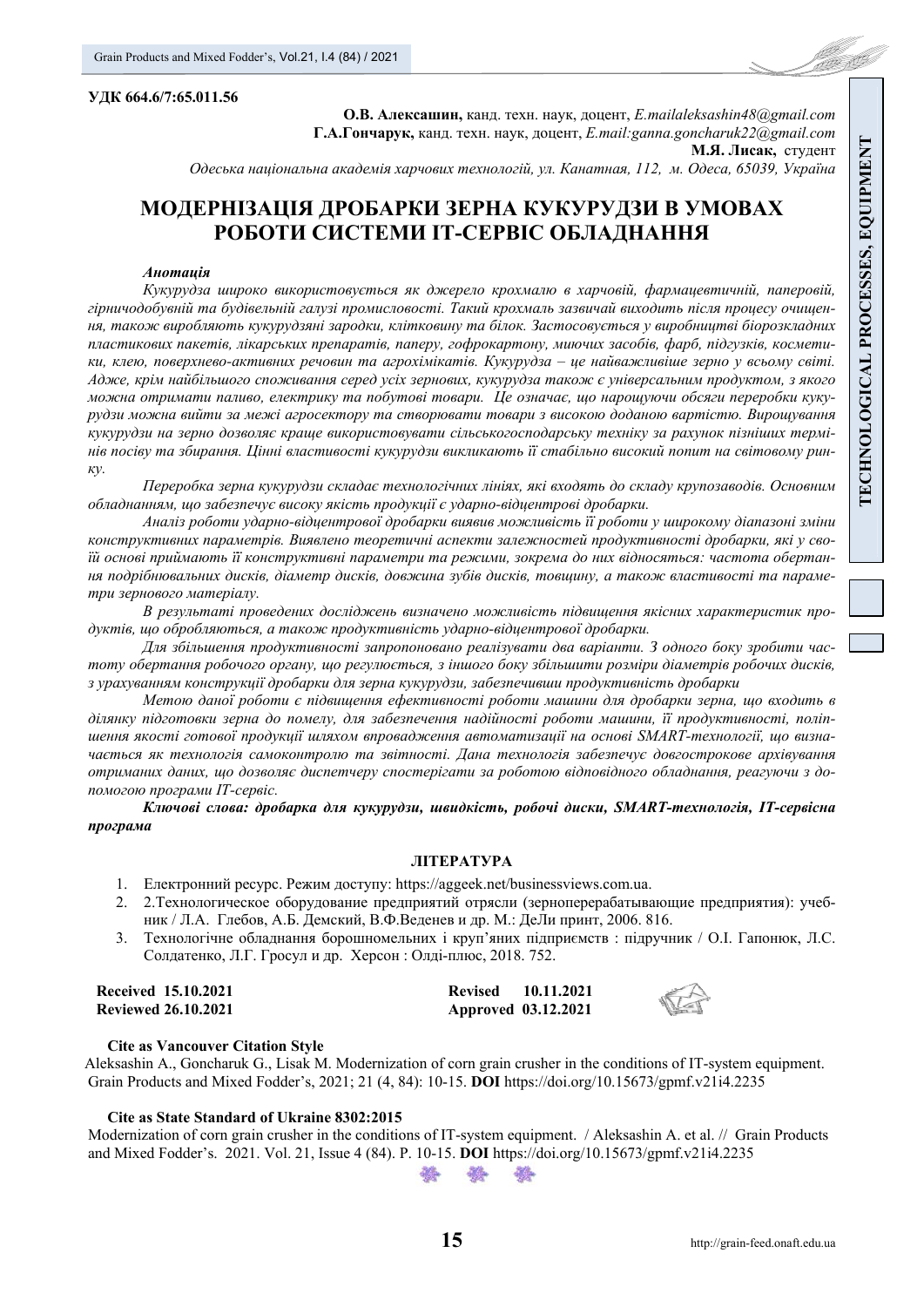УДК 664.6/7:65.011.56

**О.В. Алексашин,** канд. техн. наук, доцент, *E.mailaleksashin48@gmail.com*
**Г.А.Гончарук,** канд. техн. наук, доцент, *E.mail:ganna.goncharuk22@gmail.com*
**М.Я. Лисак,** студент
*Одеська національна академія харчових технологій, ул. Канатная, 112, м. Одеса, 65039, Україна*

# МОДЕРНІЗАЦІЯ ДРОБАРКИ ЗЕРНА КУКУРУДЗИ В УМОВАХ РОБОТИ СИСТЕМИ ІТ-СЕРВІС ОБЛАДНАННЯ

***Анотація***

*Кукурудза широко використовується як джерело крохмалю в харчовій, фармацевтичній, паперовій, гірничодобувній та будівельній галузі промисловості. Такий крохмаль зазвичай виходить після процесу очищення, також виробляють кукурудзяні зародки, клітковину та білок. Застосовується у виробництві біорозкладних пластикових пакетів, лікарських препаратів, паперу, гофрокартону, миючих засобів, фарб, підгузків, косметики, клею, поверхнево-активних речовин та агрохімікатів. Кукурудза – це найважливіше зерно у всьому світі. Адже, крім найбільшого споживання серед усіх зернових, кукурудза також є універсальним продуктом, з якого можна отримати паливо, електрику та побутові товари. Це означає, що нарощуючи обсяги переробки кукурудзи можна вийти за межі агросектору та створювати товари з високою доданою вартістю. Вирощування кукурудзи на зерно дозволяє краще використовувати сільськогосподарську техніку за рахунок пізніших термінів посіву та збирання. Цінні властивості кукурудзи викликають її стабільно високий попит на світовому ринку.*

*Переробка зерна кукурудзи складає технологічних лініях, які входять до складу крупозаводів. Основним обладнанням, що забезпечує високу якість продукції є ударно-відцентрові дробарки.*

*Аналіз роботи ударно-відцентрової дробарки виявив можливість її роботи у широкому діапазоні зміни конструктивних параметрів. Виявлено теоретичні аспекти залежностей продуктивності дробарки, які у своїй основі приймають її конструктивні параметри та режими, зокрема до них відносяться: частота обертання подрібнювальних дисків, діаметр дисків, довжина зубів дисків, товщину, а також властивості та параметри зернового матеріалу.*

*В результаті проведених досліджень визначено можливість підвищення якісних характеристик продуктів, що обробляються, а також продуктивність ударно-відцентрової дробарки.*

*Для збільшення продуктивності запропоновано реалізувати два варіанти. З одного боку зробити частоту обертання робочого органу, що регулюється, з іншого боку збільшити розміри діаметрів робочих дисків, з урахуванням конструкції дробарки для зерна кукурудзи, забезпечивши продуктивність дробарки*

*Метою даної роботи є підвищення ефективності роботи машини для дробарки зерна, що входить в ділянку підготовки зерна до помелу, для забезпечення надійності роботи машини, її продуктивності, поліпшення якості готової продукції шляхом впровадження автоматизації на основі SMART-технології, що визначається як технологія самоконтролю та звітності. Дана технологія забезпечує довгострокове архівування отриманих даних, що дозволяє диспетчеру спостерігати за роботою відповідного обладнання, реагуючи з допомогою програми IT-сервіс.*

***Ключові слова: дробарка для кукурудзи, швидкість, робочі диски, SMART-технологія, IT-сервісна програма***

## ЛІТЕРАТУРА

1. Електронний ресурс. Режим доступу: https://aggeek.net/businessviews.com.ua.
2. 2.Технологическое оборудование предприятий отрясли (зерноперерабатывающие предприятия): учебник / Л.А. Глебов, А.Б. Демский, В.Ф.Веденев и др. М.: ДеЛи принт, 2006. 816.
3. Технологічне обладнання борошномельних і круп'яних підприємств : підручник / О.І. Гапонюк, Л.С. Солдатенко, Л.Г. Гросул и др. Херсон : Олді-плюс, 2018. 752.

**Received 15.10.2021**
**Reviewed 26.10.2021**
**Revised 10.11.2021**
**Approved 03.12.2021**

**Cite as Vancouver Citation Style**

Aleksashin A., Goncharuk G., Lisak M. Modernization of corn grain crusher in the conditions of IT-system equipment. Grain Products and Mixed Fodder's, 2021; 21 (4, 84): 10-15. **DOI** https://doi.org/10.15673/gpmf.v21i4.2235

**Cite as State Standard of Ukraine 8302:2015**

Modernization of corn grain crusher in the conditions of IT-system equipment. / Aleksashin A. et al. // Grain Products and Mixed Fodder's. 2021. Vol. 21, Issue 4 (84). P. 10-15. **DOI** https://doi.org/10.15673/gpmf.v21i4.2235